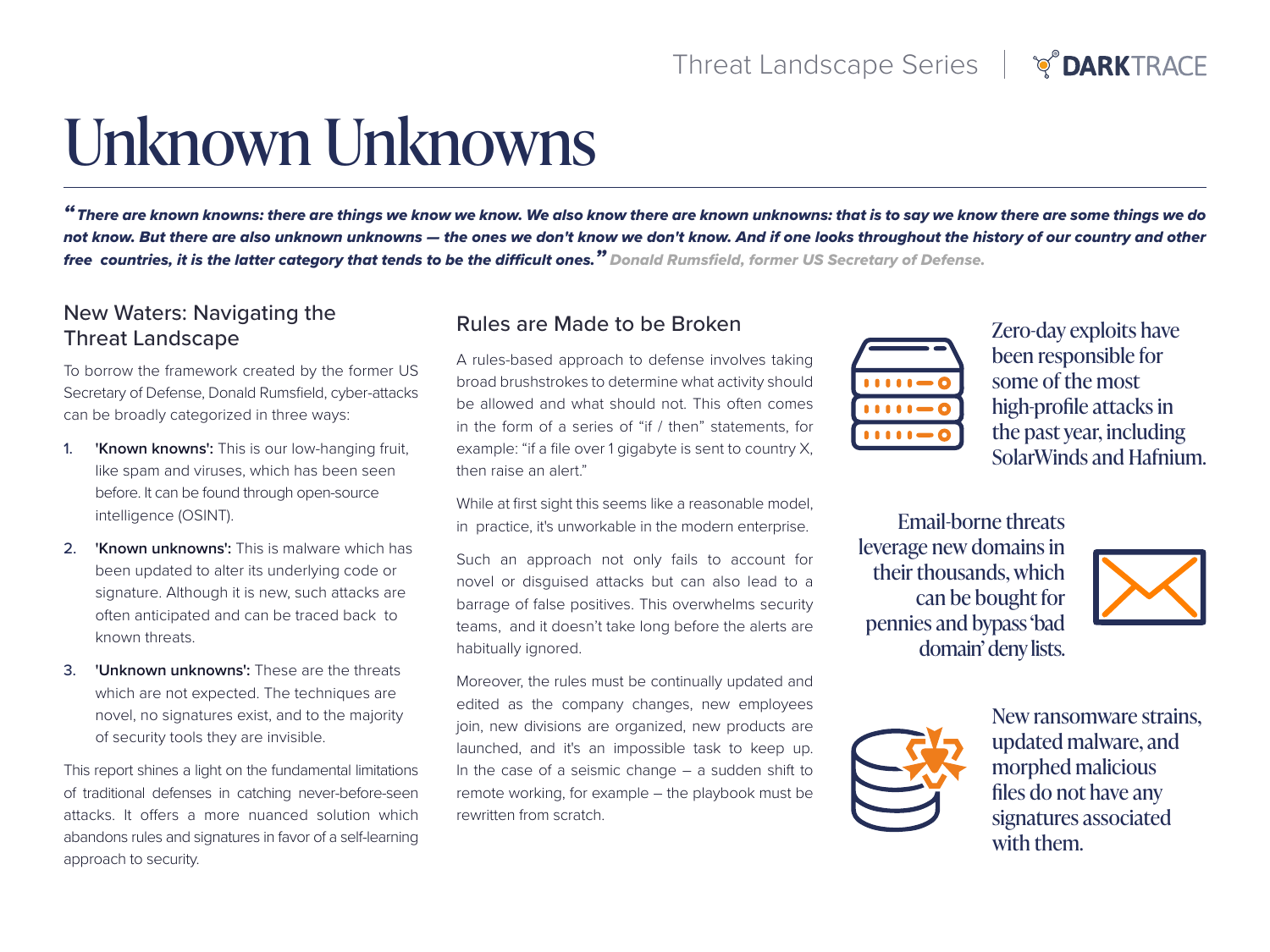# Unknown Unknowns

*"There are known knowns: there are things we know we know. We also know there are known unknowns: that is to say we know there are some things we do not know. But there are also unknown unknowns — the ones we don't know we don't know. And if one looks throughout the history of our country and other free countries, it is the latter category that tends to be the difficult ones." Donald Rumsfeld, former US Secretary of Defense.*

## New Waters: Navigating the Threat Landscape

To borrow the framework created by the former US Secretary of Defense, Donald Rumsfeld, cyber-attacks can be broadly categorized in three ways:

1. **'Known knowns':** This is our low-hanging fruit, like spam and viruses, which has been seen before. It can be found through open-source intelligence (OSINT).
2. **'Known unknowns':** This is malware which has been updated to alter its underlying code or signature. Although it is new, such attacks are often anticipated and can be traced back to known threats.
3. **'Unknown unknowns':** These are the threats which are not expected. The techniques are novel, no signatures exist, and to the majority of security tools they are invisible.

This report shines a light on the fundamental limitations of traditional defenses in catching never-before-seen attacks. It offers a more nuanced solution which abandons rules and signatures in favor of a self-learning approach to security.

## Rules are Made to be Broken

A rules-based approach to defense involves taking broad brushstrokes to determine what activity should be allowed and what should not. This often comes in the form of a series of "if / then" statements, for example: "if a file over 1 gigabyte is sent to country X, then raise an alert."

While at first sight this seems like a reasonable model, in practice, it's unworkable in the modern enterprise.

Such an approach not only fails to account for novel or disguised attacks but can also lead to a barrage of false positives. This overwhelms security teams, and it doesn't take long before the alerts are habitually ignored.

Moreover, the rules must be continually updated and edited as the company changes, new employees join, new divisions are organized, new products are launched, and it's an impossible task to keep up. In the case of a seismic change – a sudden shift to remote working, for example – the playbook must be rewritten from scratch.

Zero-day exploits have been responsible for some of the most high-profile attacks in the past year, including SolarWinds and Hafnium.

Email-borne threats leverage new domains in their thousands, which can be bought for pennies and bypass 'bad domain' deny lists.

New ransomware strains, updated malware, and morphed malicious files do not have any signatures associated with them.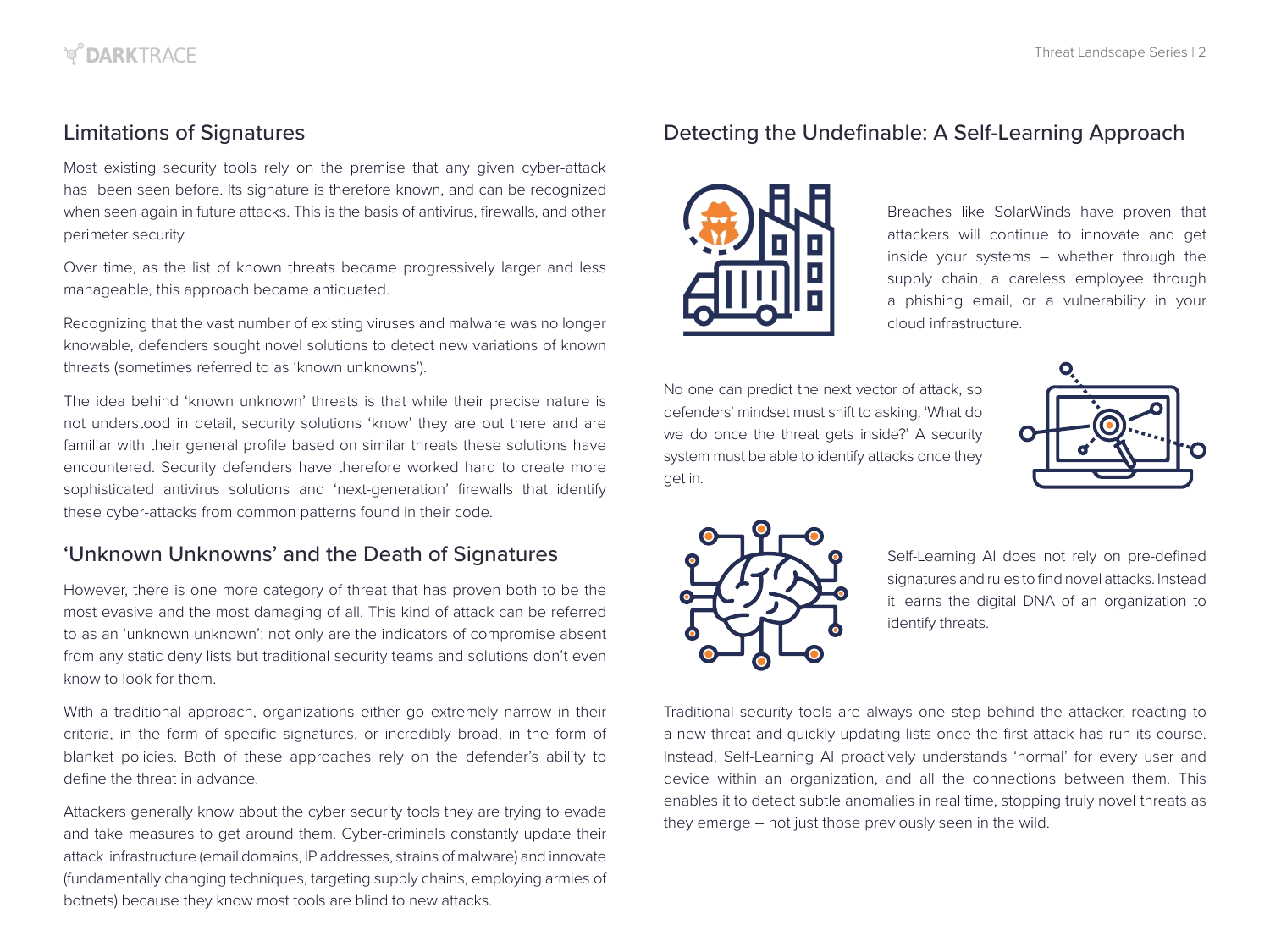## Limitations of Signatures

Most existing security tools rely on the premise that any given cyber-attack has been seen before. Its signature is therefore known, and can be recognized when seen again in future attacks. This is the basis of antivirus, firewalls, and other perimeter security.

Over time, as the list of known threats became progressively larger and less manageable, this approach became antiquated.

Recognizing that the vast number of existing viruses and malware was no longer knowable, defenders sought novel solutions to detect new variations of known threats (sometimes referred to as 'known unknowns').

The idea behind 'known unknown' threats is that while their precise nature is not understood in detail, security solutions 'know' they are out there and are familiar with their general profile based on similar threats these solutions have encountered. Security defenders have therefore worked hard to create more sophisticated antivirus solutions and 'next-generation' firewalls that identify these cyber-attacks from common patterns found in their code.

## 'Unknown Unknowns' and the Death of Signatures

However, there is one more category of threat that has proven both to be the most evasive and the most damaging of all. This kind of attack can be referred to as an 'unknown unknown': not only are the indicators of compromise absent from any static deny lists but traditional security teams and solutions don't even know to look for them.

With a traditional approach, organizations either go extremely narrow in their criteria, in the form of specific signatures, or incredibly broad, in the form of blanket policies. Both of these approaches rely on the defender's ability to define the threat in advance.

Attackers generally know about the cyber security tools they are trying to evade and take measures to get around them. Cyber-criminals constantly update their attack infrastructure (email domains, IP addresses, strains of malware) and innovate (fundamentally changing techniques, targeting supply chains, employing armies of botnets) because they know most tools are blind to new attacks.

## Detecting the Undefinable: A Self-Learning Approach

Breaches like SolarWinds have proven that attackers will continue to innovate and get inside your systems – whether through the supply chain, a careless employee through a phishing email, or a vulnerability in your cloud infrastructure.

No one can predict the next vector of attack, so defenders' mindset must shift to asking, 'What do we do once the threat gets inside?' A security system must be able to identify attacks once they get in.

Self-Learning AI does not rely on pre-defined signatures and rules to find novel attacks. Instead it learns the digital DNA of an organization to identify threats.

Traditional security tools are always one step behind the attacker, reacting to a new threat and quickly updating lists once the first attack has run its course. Instead, Self-Learning AI proactively understands 'normal' for every user and device within an organization, and all the connections between them. This enables it to detect subtle anomalies in real time, stopping truly novel threats as they emerge – not just those previously seen in the wild.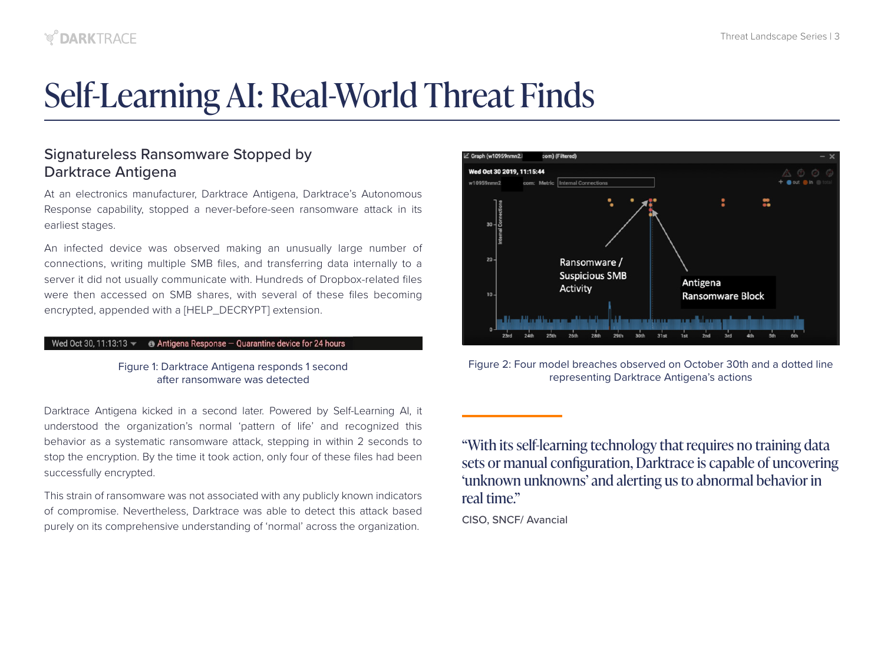# Self-Learning AI: Real-World Threat Finds

## Signatureless Ransomware Stopped by Darktrace Antigena

At an electronics manufacturer, Darktrace Antigena, Darktrace's Autonomous Response capability, stopped a never-before-seen ransomware attack in its earliest stages.

An infected device was observed making an unusually large number of connections, writing multiple SMB files, and transferring data internally to a server it did not usually communicate with. Hundreds of Dropbox-related files were then accessed on SMB shares, with several of these files becoming encrypted, appended with a [HELP_DECRYPT] extension.

Figure 1: Darktrace Antigena responds 1 second after ransomware was detected

Darktrace Antigena kicked in a second later. Powered by Self-Learning AI, it understood the organization's normal 'pattern of life' and recognized this behavior as a systematic ransomware attack, stepping in within 2 seconds to stop the encryption. By the time it took action, only four of these files had been successfully encrypted.

This strain of ransomware was not associated with any publicly known indicators of compromise. Nevertheless, Darktrace was able to detect this attack based purely on its comprehensive understanding of 'normal' across the organization.

Figure 2: Four model breaches observed on October 30th and a dotted line representing Darktrace Antigena's actions

"With its self-learning technology that requires no training data sets or manual configuration, Darktrace is capable of uncovering 'unknown unknowns' and alerting us to abnormal behavior in real time."

CISO, SNCF/ Avancial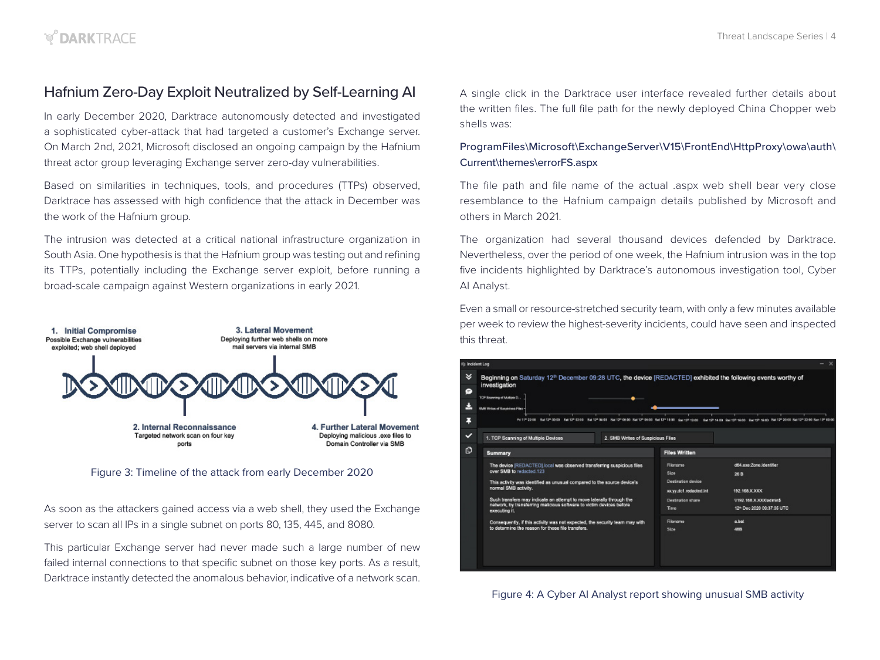## Hafnium Zero-Day Exploit Neutralized by Self-Learning AI

In early December 2020, Darktrace autonomously detected and investigated a sophisticated cyber-attack that had targeted a customer's Exchange server. On March 2nd, 2021, Microsoft disclosed an ongoing campaign by the Hafnium threat actor group leveraging Exchange server zero-day vulnerabilities.

Based on similarities in techniques, tools, and procedures (TTPs) observed, Darktrace has assessed with high confidence that the attack in December was the work of the Hafnium group.

The intrusion was detected at a critical national infrastructure organization in South Asia. One hypothesis is that the Hafnium group was testing out and refining its TTPs, potentially including the Exchange server exploit, before running a broad-scale campaign against Western organizations in early 2021.

**1. Initial Compromise**
Possible Exchange vulnerabilities exploited; web shell deployed

**2. Internal Reconnaissance**
Targeted network scan on four key ports

**3. Lateral Movement**
Deploying further web shells on more mail servers via internal SMB

**4. Further Lateral Movement**
Deploying malicious .exe files to Domain Controller via SMB

Figure 3: Timeline of the attack from early December 2020

As soon as the attackers gained access via a web shell, they used the Exchange server to scan all IPs in a single subnet on ports 80, 135, 445, and 8080.

This particular Exchange server had never made such a large number of new failed internal connections to that specific subnet on those key ports. As a result, Darktrace instantly detected the anomalous behavior, indicative of a network scan.

A single click in the Darktrace user interface revealed further details about the written files. The full file path for the newly deployed China Chopper web shells was:

ProgramFiles\Microsoft\ExchangeServer\V15\FrontEnd\HttpProxy\owa\auth\Current\themes\errorFS.aspx

The file path and file name of the actual .aspx web shell bear very close resemblance to the Hafnium campaign details published by Microsoft and others in March 2021.

The organization had several thousand devices defended by Darktrace. Nevertheless, over the period of one week, the Hafnium intrusion was in the top five incidents highlighted by Darktrace's autonomous investigation tool, Cyber AI Analyst.

Even a small or resource-stretched security team, with only a few minutes available per week to review the highest-severity incidents, could have seen and inspected this threat.

Figure 4: A Cyber AI Analyst report showing unusual SMB activity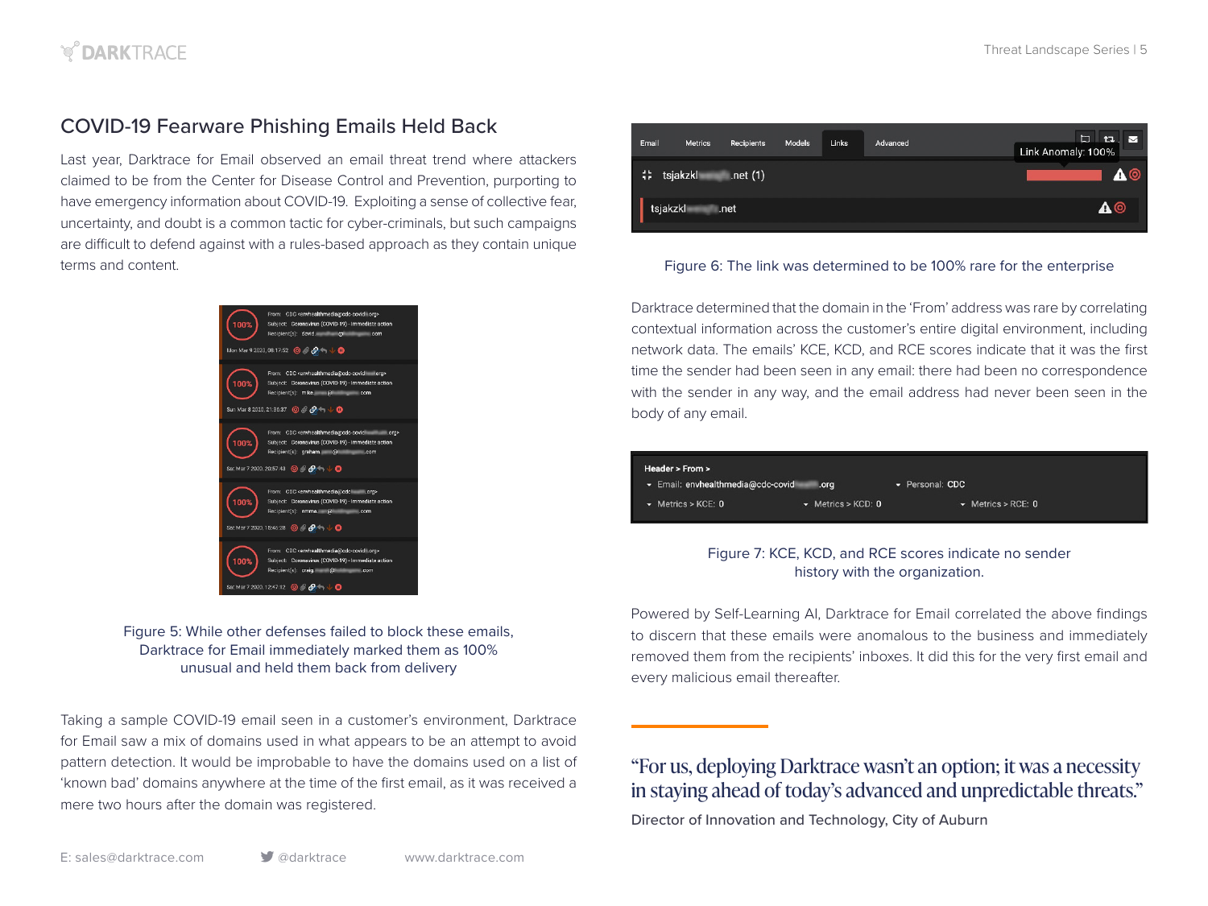## COVID-19 Fearware Phishing Emails Held Back

Last year, Darktrace for Email observed an email threat trend where attackers claimed to be from the Center for Disease Control and Prevention, purporting to have emergency information about COVID-19. Exploiting a sense of collective fear, uncertainty, and doubt is a common tactic for cyber-criminals, but such campaigns are difficult to defend against with a rules-based approach as they contain unique terms and content.

Figure 5: While other defenses failed to block these emails, Darktrace for Email immediately marked them as 100% unusual and held them back from delivery

Taking a sample COVID-19 email seen in a customer's environment, Darktrace for Email saw a mix of domains used in what appears to be an attempt to avoid pattern detection. It would be improbable to have the domains used on a list of 'known bad' domains anywhere at the time of the first email, as it was received a mere two hours after the domain was registered.

Figure 6: The link was determined to be 100% rare for the enterprise

Darktrace determined that the domain in the 'From' address was rare by correlating contextual information across the customer's entire digital environment, including network data. The emails' KCE, KCD, and RCE scores indicate that it was the first time the sender had been seen in any email: there had been no correspondence with the sender in any way, and the email address had never been seen in the body of any email.

Figure 7: KCE, KCD, and RCE scores indicate no sender history with the organization.

Powered by Self-Learning AI, Darktrace for Email correlated the above findings to discern that these emails were anomalous to the business and immediately removed them from the recipients' inboxes. It did this for the very first email and every malicious email thereafter.

> "For us, deploying Darktrace wasn't an option; it was a necessity in staying ahead of today's advanced and unpredictable threats."
>
> Director of Innovation and Technology, City of Auburn